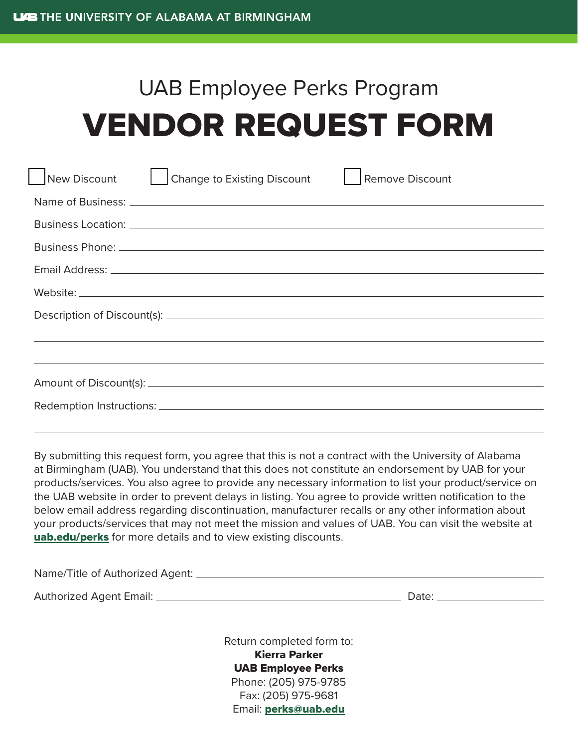THE UNIVERSITY OF ALABAMA AT BIRMINGHAM

# UAB Employee Perks Program

# VENDOR REQUEST FORM

☐ New Discount ☐ Change to Existing Discount ☐ Remove Discount

Name of Business: ______________________________

Business Location: ______________________________

Business Phone: ______________________________

Email Address: ______________________________

Website: ______________________________

Description of Discount(s): ______________________________

______________________________

______________________________

Amount of Discount(s): ______________________________

Redemption Instructions: ______________________________

______________________________

By submitting this request form, you agree that this is not a contract with the University of Alabama at Birmingham (UAB). You understand that this does not constitute an endorsement by UAB for your products/services. You also agree to provide any necessary information to list your product/service on the UAB website in order to prevent delays in listing. You agree to provide written notification to the below email address regarding discontinuation, manufacturer recalls or any other information about your products/services that may not meet the mission and values of UAB. You can visit the website at **uab.edu/perks** for more details and to view existing discounts.

Name/Title of Authorized Agent: ______________________________

Authorized Agent Email: ______________________________ Date: ______________

Return completed form to:
**Kierra Parker**
**UAB Employee Perks**
Phone: (205) 975-9785
Fax: (205) 975-9681
Email: **perks@uab.edu**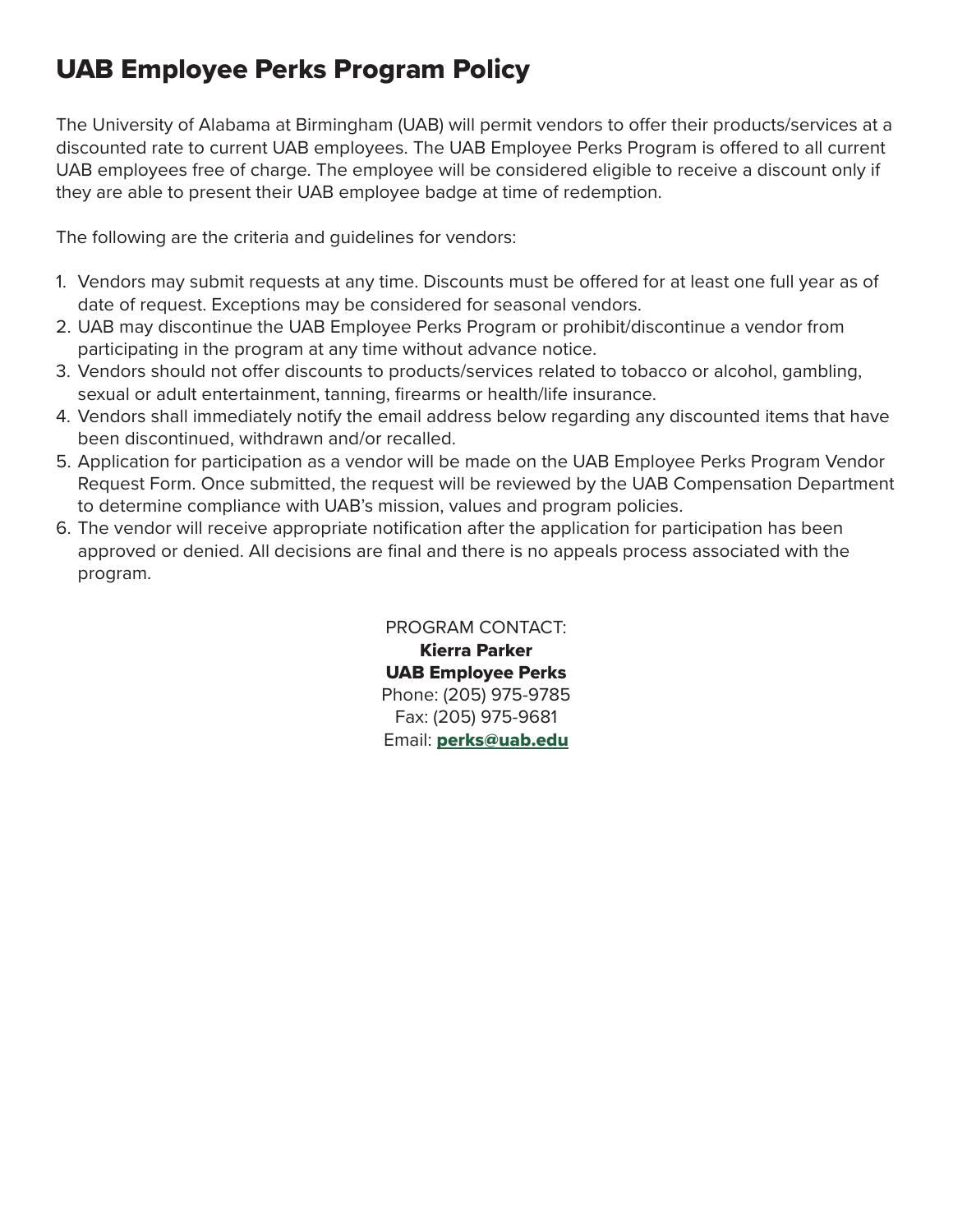# UAB Employee Perks Program Policy

The University of Alabama at Birmingham (UAB) will permit vendors to offer their products/services at a discounted rate to current UAB employees. The UAB Employee Perks Program is offered to all current UAB employees free of charge. The employee will be considered eligible to receive a discount only if they are able to present their UAB employee badge at time of redemption.

The following are the criteria and guidelines for vendors:

1. Vendors may submit requests at any time. Discounts must be offered for at least one full year as of date of request. Exceptions may be considered for seasonal vendors.
2. UAB may discontinue the UAB Employee Perks Program or prohibit/discontinue a vendor from participating in the program at any time without advance notice.
3. Vendors should not offer discounts to products/services related to tobacco or alcohol, gambling, sexual or adult entertainment, tanning, firearms or health/life insurance.
4. Vendors shall immediately notify the email address below regarding any discounted items that have been discontinued, withdrawn and/or recalled.
5. Application for participation as a vendor will be made on the UAB Employee Perks Program Vendor Request Form. Once submitted, the request will be reviewed by the UAB Compensation Department to determine compliance with UAB's mission, values and program policies.
6. The vendor will receive appropriate notification after the application for participation has been approved or denied. All decisions are final and there is no appeals process associated with the program.

PROGRAM CONTACT:
**Kierra Parker**
**UAB Employee Perks**
Phone: (205) 975-9785
Fax: (205) 975-9681
Email: **perks@uab.edu**